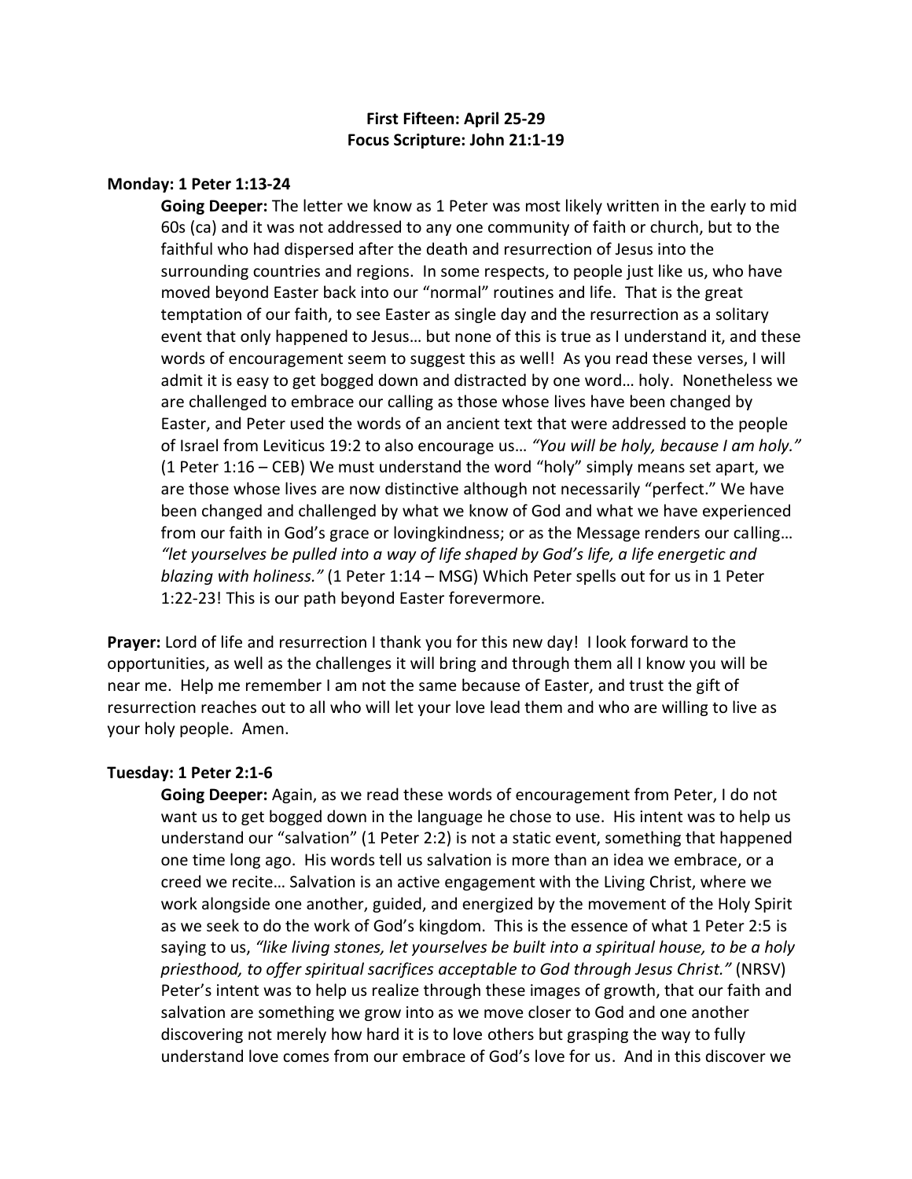**First Fifteen: April 25-29**
**Focus Scripture: John 21:1-19**

**Monday: 1 Peter 1:13-24**

**Going Deeper:** The letter we know as 1 Peter was most likely written in the early to mid 60s (ca) and it was not addressed to any one community of faith or church, but to the faithful who had dispersed after the death and resurrection of Jesus into the surrounding countries and regions. In some respects, to people just like us, who have moved beyond Easter back into our "normal" routines and life. That is the great temptation of our faith, to see Easter as single day and the resurrection as a solitary event that only happened to Jesus… but none of this is true as I understand it, and these words of encouragement seem to suggest this as well! As you read these verses, I will admit it is easy to get bogged down and distracted by one word… holy. Nonetheless we are challenged to embrace our calling as those whose lives have been changed by Easter, and Peter used the words of an ancient text that were addressed to the people of Israel from Leviticus 19:2 to also encourage us… *"You will be holy, because I am holy."* (1 Peter 1:16 – CEB) We must understand the word "holy" simply means set apart, we are those whose lives are now distinctive although not necessarily "perfect." We have been changed and challenged by what we know of God and what we have experienced from our faith in God's grace or lovingkindness; or as the Message renders our calling… *"let yourselves be pulled into a way of life shaped by God's life, a life energetic and blazing with holiness."* (1 Peter 1:14 – MSG) Which Peter spells out for us in 1 Peter 1:22-23! This is our path beyond Easter forevermore.

**Prayer:** Lord of life and resurrection I thank you for this new day! I look forward to the opportunities, as well as the challenges it will bring and through them all I know you will be near me. Help me remember I am not the same because of Easter, and trust the gift of resurrection reaches out to all who will let your love lead them and who are willing to live as your holy people. Amen.

**Tuesday: 1 Peter 2:1-6**

**Going Deeper:** Again, as we read these words of encouragement from Peter, I do not want us to get bogged down in the language he chose to use. His intent was to help us understand our "salvation" (1 Peter 2:2) is not a static event, something that happened one time long ago. His words tell us salvation is more than an idea we embrace, or a creed we recite… Salvation is an active engagement with the Living Christ, where we work alongside one another, guided, and energized by the movement of the Holy Spirit as we seek to do the work of God's kingdom. This is the essence of what 1 Peter 2:5 is saying to us, *"like living stones, let yourselves be built into a spiritual house, to be a holy priesthood, to offer spiritual sacrifices acceptable to God through Jesus Christ."* (NRSV) Peter's intent was to help us realize through these images of growth, that our faith and salvation are something we grow into as we move closer to God and one another discovering not merely how hard it is to love others but grasping the way to fully understand love comes from our embrace of God's love for us. And in this discover we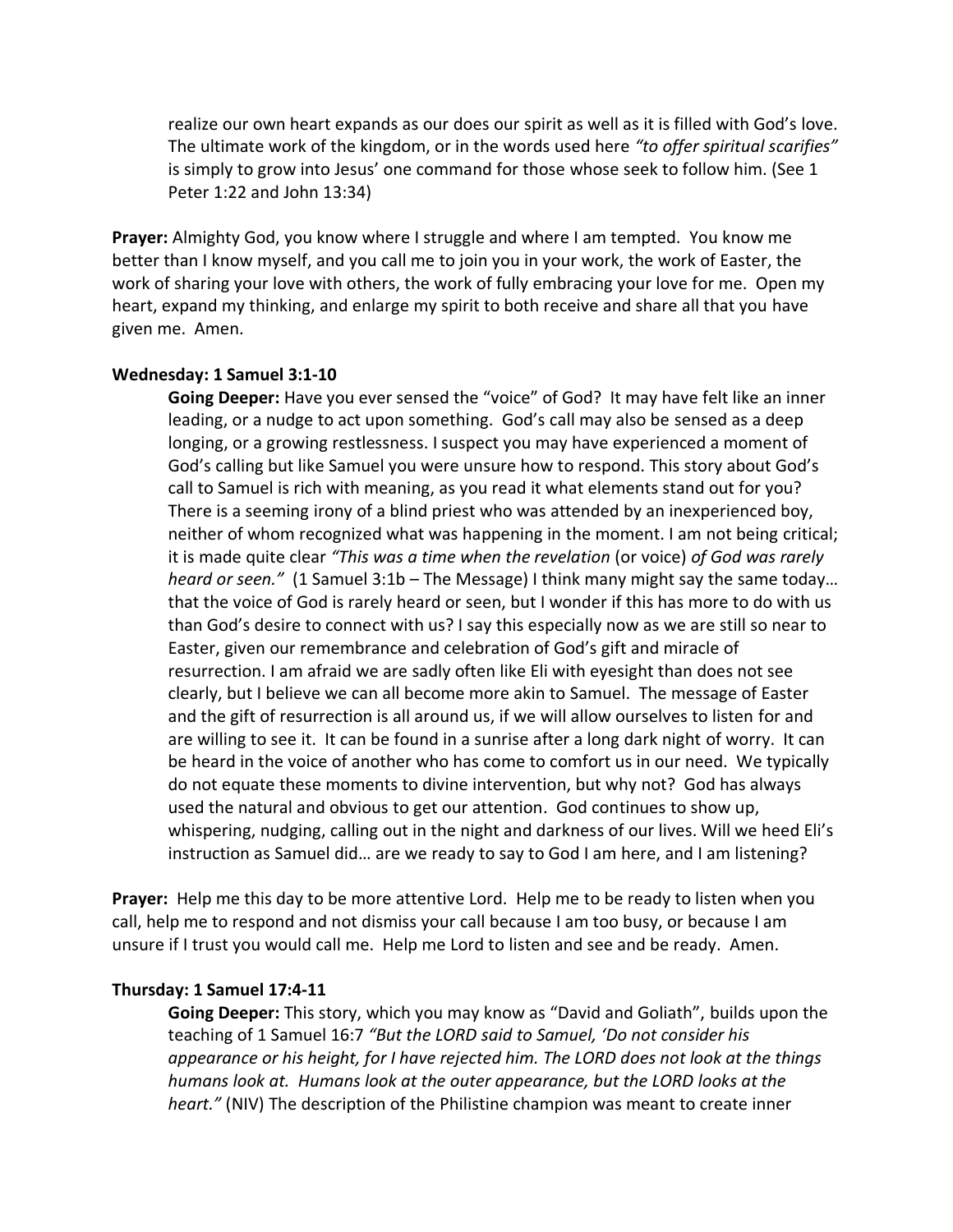realize our own heart expands as our does our spirit as well as it is filled with God's love. The ultimate work of the kingdom, or in the words used here *"to offer spiritual scarifies"* is simply to grow into Jesus' one command for those whose seek to follow him. (See 1 Peter 1:22 and John 13:34)

**Prayer:** Almighty God, you know where I struggle and where I am tempted. You know me better than I know myself, and you call me to join you in your work, the work of Easter, the work of sharing your love with others, the work of fully embracing your love for me. Open my heart, expand my thinking, and enlarge my spirit to both receive and share all that you have given me. Amen.

**Wednesday: 1 Samuel 3:1-10**

**Going Deeper:** Have you ever sensed the "voice" of God? It may have felt like an inner leading, or a nudge to act upon something. God's call may also be sensed as a deep longing, or a growing restlessness. I suspect you may have experienced a moment of God's calling but like Samuel you were unsure how to respond. This story about God's call to Samuel is rich with meaning, as you read it what elements stand out for you? There is a seeming irony of a blind priest who was attended by an inexperienced boy, neither of whom recognized what was happening in the moment. I am not being critical; it is made quite clear *"This was a time when the revelation* (or voice) *of God was rarely heard or seen."* (1 Samuel 3:1b – The Message) I think many might say the same today… that the voice of God is rarely heard or seen, but I wonder if this has more to do with us than God's desire to connect with us? I say this especially now as we are still so near to Easter, given our remembrance and celebration of God's gift and miracle of resurrection. I am afraid we are sadly often like Eli with eyesight than does not see clearly, but I believe we can all become more akin to Samuel. The message of Easter and the gift of resurrection is all around us, if we will allow ourselves to listen for and are willing to see it. It can be found in a sunrise after a long dark night of worry. It can be heard in the voice of another who has come to comfort us in our need. We typically do not equate these moments to divine intervention, but why not? God has always used the natural and obvious to get our attention. God continues to show up, whispering, nudging, calling out in the night and darkness of our lives. Will we heed Eli's instruction as Samuel did… are we ready to say to God I am here, and I am listening?

**Prayer:** Help me this day to be more attentive Lord. Help me to be ready to listen when you call, help me to respond and not dismiss your call because I am too busy, or because I am unsure if I trust you would call me. Help me Lord to listen and see and be ready. Amen.

**Thursday: 1 Samuel 17:4-11**

**Going Deeper:** This story, which you may know as "David and Goliath", builds upon the teaching of 1 Samuel 16:7 *"But the LORD said to Samuel, 'Do not consider his appearance or his height, for I have rejected him. The LORD does not look at the things humans look at. Humans look at the outer appearance, but the LORD looks at the heart."* (NIV) The description of the Philistine champion was meant to create inner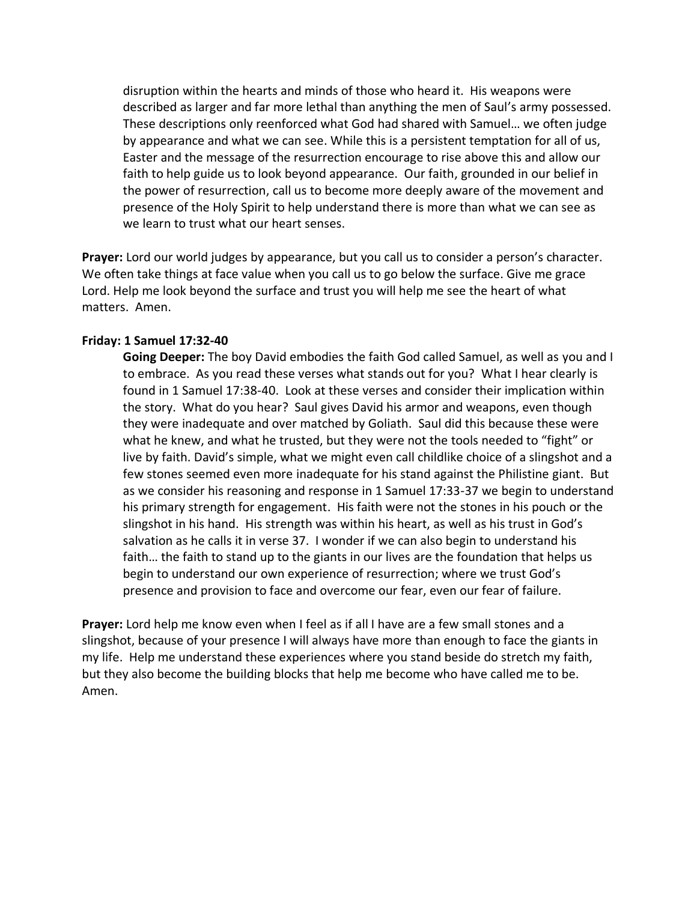disruption within the hearts and minds of those who heard it. His weapons were described as larger and far more lethal than anything the men of Saul's army possessed. These descriptions only reenforced what God had shared with Samuel… we often judge by appearance and what we can see. While this is a persistent temptation for all of us, Easter and the message of the resurrection encourage to rise above this and allow our faith to help guide us to look beyond appearance. Our faith, grounded in our belief in the power of resurrection, call us to become more deeply aware of the movement and presence of the Holy Spirit to help understand there is more than what we can see as we learn to trust what our heart senses.

**Prayer:** Lord our world judges by appearance, but you call us to consider a person's character. We often take things at face value when you call us to go below the surface. Give me grace Lord. Help me look beyond the surface and trust you will help me see the heart of what matters. Amen.

**Friday: 1 Samuel 17:32-40**

**Going Deeper:** The boy David embodies the faith God called Samuel, as well as you and I to embrace. As you read these verses what stands out for you? What I hear clearly is found in 1 Samuel 17:38-40. Look at these verses and consider their implication within the story. What do you hear? Saul gives David his armor and weapons, even though they were inadequate and over matched by Goliath. Saul did this because these were what he knew, and what he trusted, but they were not the tools needed to "fight" or live by faith. David's simple, what we might even call childlike choice of a slingshot and a few stones seemed even more inadequate for his stand against the Philistine giant. But as we consider his reasoning and response in 1 Samuel 17:33-37 we begin to understand his primary strength for engagement. His faith were not the stones in his pouch or the slingshot in his hand. His strength was within his heart, as well as his trust in God's salvation as he calls it in verse 37. I wonder if we can also begin to understand his faith… the faith to stand up to the giants in our lives are the foundation that helps us begin to understand our own experience of resurrection; where we trust God's presence and provision to face and overcome our fear, even our fear of failure.

**Prayer:** Lord help me know even when I feel as if all I have are a few small stones and a slingshot, because of your presence I will always have more than enough to face the giants in my life. Help me understand these experiences where you stand beside do stretch my faith, but they also become the building blocks that help me become who have called me to be. Amen.